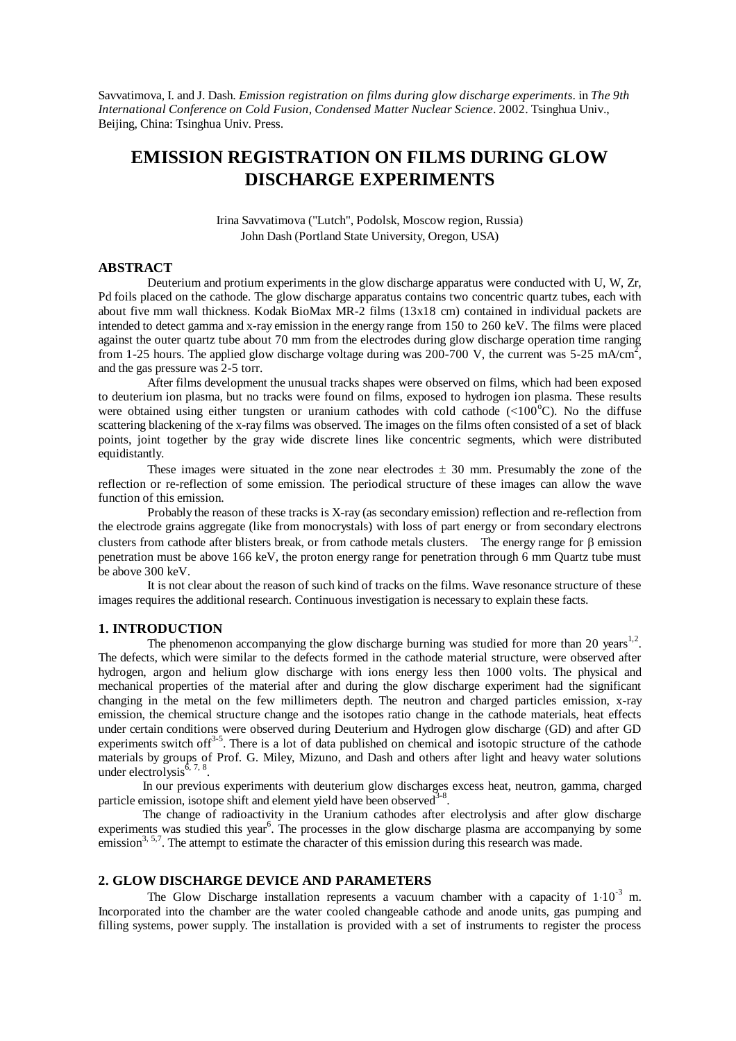Savvatimova, I. and J. Dash. *Emission registration on films during glow discharge experiments*. in *The 9th International Conference on Cold Fusion, Condensed Matter Nuclear Science*. 2002. Tsinghua Univ., Beijing, China: Tsinghua Univ. Press.

# EMISSION REGISTRATION ON FILMS DURING GLOW DISCHARGE EXPERIMENTS

Irina Savvatimova ("Lutch", Podolsk, Moscow region, Russia)
John Dash (Portland State University, Oregon, USA)

## ABSTRACT

Deuterium and protium experiments in the glow discharge apparatus were conducted with U, W, Zr, Pd foils placed on the cathode. The glow discharge apparatus contains two concentric quartz tubes, each with about five mm wall thickness. Kodak BioMax MR-2 films (13x18 cm) contained in individual packets are intended to detect gamma and x-ray emission in the energy range from 150 to 260 keV. The films were placed against the outer quartz tube about 70 mm from the electrodes during glow discharge operation time ranging from 1-25 hours. The applied glow discharge voltage during was 200-700 V, the current was 5-25 mA/cm$^2$, and the gas pressure was 2-5 torr.

After films development the unusual tracks shapes were observed on films, which had been exposed to deuterium ion plasma, but no tracks were found on films, exposed to hydrogen ion plasma. These results were obtained using either tungsten or uranium cathodes with cold cathode (<100$^o$C). No the diffuse scattering blackening of the x-ray films was observed. The images on the films often consisted of a set of black points, joint together by the gray wide discrete lines like concentric segments, which were distributed equidistantly.

These images were situated in the zone near electrodes $\pm$ 30 mm. Presumably the zone of the reflection or re-reflection of some emission. The periodical structure of these images can allow the wave function of this emission.

Probably the reason of these tracks is X-ray (as secondary emission) reflection and re-reflection from the electrode grains aggregate (like from monocrystals) with loss of part energy or from secondary electrons clusters from cathode after blisters break, or from cathode metals clusters. The energy range for $\beta$ emission penetration must be above 166 keV, the proton energy range for penetration through 6 mm Quartz tube must be above 300 keV.

It is not clear about the reason of such kind of tracks on the films. Wave resonance structure of these images requires the additional research. Continuous investigation is necessary to explain these facts.

## 1. INTRODUCTION

The phenomenon accompanying the glow discharge burning was studied for more than 20 years[1,2]. The defects, which were similar to the defects formed in the cathode material structure, were observed after hydrogen, argon and helium glow discharge with ions energy less then 1000 volts. The physical and mechanical properties of the material after and during the glow discharge experiment had the significant changing in the metal on the few millimeters depth. The neutron and charged particles emission, x-ray emission, the chemical structure change and the isotopes ratio change in the cathode materials, heat effects under certain conditions were observed during Deuterium and Hydrogen glow discharge (GD) and after GD experiments switch off[3-5]. There is a lot of data published on chemical and isotopic structure of the cathode materials by groups of Prof. G. Miley, Mizuno, and Dash and others after light and heavy water solutions under electrolysis[6, 7, 8].

In our previous experiments with deuterium glow discharges excess heat, neutron, gamma, charged particle emission, isotope shift and element yield have been observed[3-8].

The change of radioactivity in the Uranium cathodes after electrolysis and after glow discharge experiments was studied this year[6]. The processes in the glow discharge plasma are accompanying by some emission[3, 5,7]. The attempt to estimate the character of this emission during this research was made.

## 2. GLOW DISCHARGE DEVICE AND PARAMETERS

The Glow Discharge installation represents a vacuum chamber with a capacity of $1{\cdot}10^{-3}$ m. Incorporated into the chamber are the water cooled changeable cathode and anode units, gas pumping and filling systems, power supply. The installation is provided with a set of instruments to register the process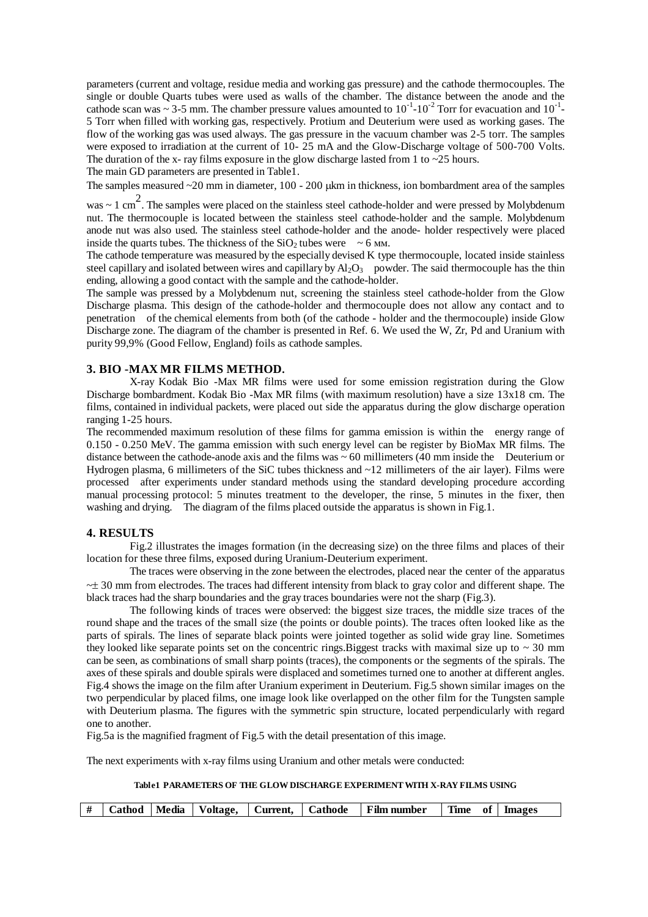parameters (current and voltage, residue media and working gas pressure) and the cathode thermocouples. The single or double Quarts tubes were used as walls of the chamber. The distance between the anode and the cathode scan was ~ 3-5 mm. The chamber pressure values amounted to $10^{-1}$-$10^{-2}$ Torr for evacuation and $10^{-1}$-5 Torr when filled with working gas, respectively. Protium and Deuterium were used as working gases. The flow of the working gas was used always. The gas pressure in the vacuum chamber was 2-5 torr. The samples were exposed to irradiation at the current of 10- 25 mA and the Glow-Discharge voltage of 500-700 Volts. The duration of the x- ray films exposure in the glow discharge lasted from 1 to ~25 hours.

The main GD parameters are presented in Table1.

The samples measured ~20 mm in diameter, 100 - 200 μkm in thickness, ion bombardment area of the samples was ~ 1 $cm^2$. The samples were placed on the stainless steel cathode-holder and were pressed by Molybdenum nut. The thermocouple is located between the stainless steel cathode-holder and the sample. Molybdenum anode nut was also used. The stainless steel cathode-holder and the anode- holder respectively were placed inside the quarts tubes. The thickness of the $SiO_2$ tubes were ~ 6 мм.

The cathode temperature was measured by the especially devised K type thermocouple, located inside stainless steel capillary and isolated between wires and capillary by $Al_2O_3$ powder. The said thermocouple has the thin ending, allowing a good contact with the sample and the cathode-holder.

The sample was pressed by a Molybdenum nut, screening the stainless steel cathode-holder from the Glow Discharge plasma. This design of the cathode-holder and thermocouple does not allow any contact and to penetration of the chemical elements from both (of the cathode - holder and the thermocouple) inside Glow Discharge zone. The diagram of the chamber is presented in Ref. 6. We used the W, Zr, Pd and Uranium with purity 99,9% (Good Fellow, England) foils as cathode samples.

## 3. BIO -MAX MR FILMS METHOD.

X-ray Kodak Bio -Max MR films were used for some emission registration during the Glow Discharge bombardment. Kodak Bio -Max MR films (with maximum resolution) have a size 13x18 cm. The films, contained in individual packets, were placed out side the apparatus during the glow discharge operation ranging 1-25 hours.

The recommended maximum resolution of these films for gamma emission is within the energy range of 0.150 - 0.250 MeV. The gamma emission with such energy level can be register by BioMax MR films. The distance between the cathode-anode axis and the films was ~ 60 millimeters (40 mm inside the Deuterium or Hydrogen plasma, 6 millimeters of the SiC tubes thickness and ~12 millimeters of the air layer). Films were processed after experiments under standard methods using the standard developing procedure according manual processing protocol: 5 minutes treatment to the developer, the rinse, 5 minutes in the fixer, then washing and drying. The diagram of the films placed outside the apparatus is shown in Fig.1.

## 4. RESULTS

Fig.2 illustrates the images formation (in the decreasing size) on the three films and places of their location for these three films, exposed during Uranium-Deuterium experiment.

The traces were observing in the zone between the electrodes, placed near the center of the apparatus ~± 30 mm from electrodes. The traces had different intensity from black to gray color and different shape. The black traces had the sharp boundaries and the gray traces boundaries were not the sharp (Fig.3).

The following kinds of traces were observed: the biggest size traces, the middle size traces of the round shape and the traces of the small size (the points or double points). The traces often looked like as the parts of spirals. The lines of separate black points were jointed together as solid wide gray line. Sometimes they looked like separate points set on the concentric rings.Biggest tracks with maximal size up to ~ 30 mm can be seen, as combinations of small sharp points (traces), the components or the segments of the spirals. The axes of these spirals and double spirals were displaced and sometimes turned one to another at different angles. Fig.4 shows the image on the film after Uranium experiment in Deuterium. Fig.5 shown similar images on the two perpendicular by placed films, one image look like overlapped on the other film for the Tungsten sample with Deuterium plasma. The figures with the symmetric spin structure, located perpendicularly with regard one to another.

Fig.5a is the magnified fragment of Fig.5 with the detail presentation of this image.

The next experiments with x-ray films using Uranium and other metals were conducted:

**Table1 PARAMETERS OF THE GLOW DISCHARGE EXPERIMENT WITH X-RAY FILMS USING**

| # | Cathod | Media | Voltage, | Current, | Cathode | Film number | Time of | Images |
|---|---|---|---|---|---|---|---|---|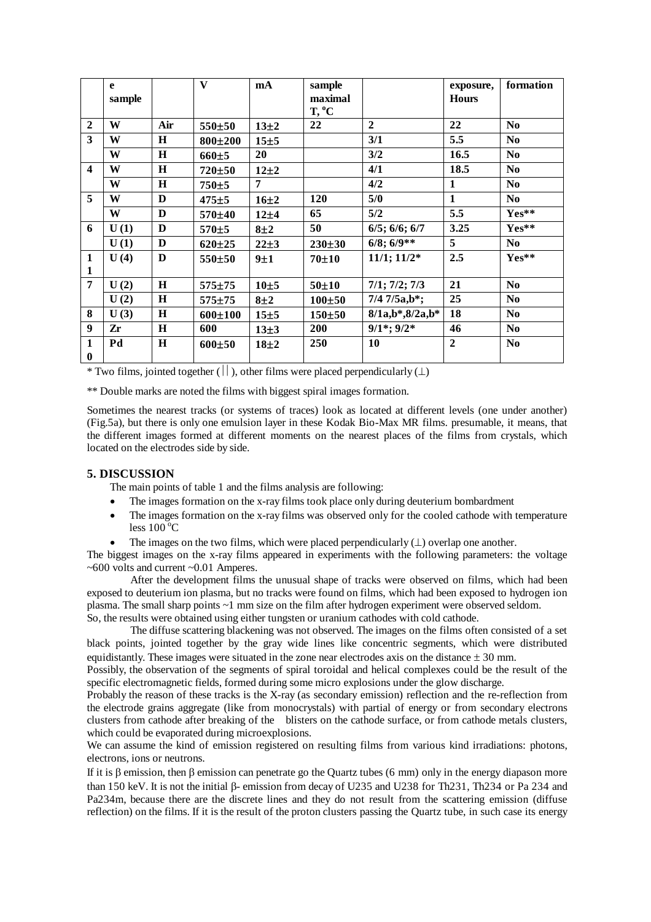| | e sample | | V | mA | sample maximal T, °C | | exposure, Hours | formation |
|---|---|---|---|---|---|---|---|---|
| 2 | W | Air | 550±50 | 13±2 | 22 | 2 | 22 | No |
| 3 | W | H | 800±200 | 15±5 | | 3/1 | 5.5 | No |
| | W | H | 660±5 | 20 | | 3/2 | 16.5 | No |
| 4 | W | H | 720±50 | 12±2 | | 4/1 | 18.5 | No |
| | W | H | 750±5 | 7 | | 4/2 | 1 | No |
| 5 | W | D | 475±5 | 16±2 | 120 | 5/0 | 1 | No |
| | W | D | 570±40 | 12±4 | 65 | 5/2 | 5.5 | Yes** |
| 6 | U (1) | D | 570±5 | 8±2 | 50 | 6/5; 6/6; 6/7 | 3.25 | Yes** |
| | U (1) | D | 620±25 | 22±3 | 230±30 | 6/8; 6/9** | 5 | No |
| 11 | U (4) | D | 550±50 | 9±1 | 70±10 | 11/1; 11/2* | 2.5 | Yes** |
| 7 | U (2) | H | 575±75 | 10±5 | 50±10 | 7/1; 7/2; 7/3 | 21 | No |
| | U (2) | H | 575±75 | 8±2 | 100±50 | 7/4 7/5a,b*; | 25 | No |
| 8 | U (3) | H | 600±100 | 15±5 | 150±50 | 8/1a,b*,8/2a,b* | 18 | No |
| 9 | Zr | H | 600 | 13±3 | 200 | 9/1*; 9/2* | 46 | No |
| 10 | Pd | H | 600±50 | 18±2 | 250 | 10 | 2 | No |

* Two films, jointed together (||), other films were placed perpendicularly (⊥)

** Double marks are noted the films with biggest spiral images formation.

Sometimes the nearest tracks (or systems of traces) look as located at different levels (one under another) (Fig.5a), but there is only one emulsion layer in these Kodak Bio-Max MR films. presumable, it means, that the different images formed at different moments on the nearest places of the films from crystals, which located on the electrodes side by side.

## 5. DISCUSSION

The main points of table 1 and the films analysis are following:

- The images formation on the x-ray films took place only during deuterium bombardment
- The images formation on the x-ray films was observed only for the cooled cathode with temperature less 100 °C
- The images on the two films, which were placed perpendicularly (⊥) overlap one another.

The biggest images on the x-ray films appeared in experiments with the following parameters: the voltage ~600 volts and current ~0.01 Amperes.

After the development films the unusual shape of tracks were observed on films, which had been exposed to deuterium ion plasma, but no tracks were found on films, which had been exposed to hydrogen ion plasma. The small sharp points ~1 mm size on the film after hydrogen experiment were observed seldom.
So, the results were obtained using either tungsten or uranium cathodes with cold cathode.

The diffuse scattering blackening was not observed. The images on the films often consisted of a set black points, jointed together by the gray wide lines like concentric segments, which were distributed equidistantly. These images were situated in the zone near electrodes axis on the distance ± 30 mm.
Possibly, the observation of the segments of spiral toroidal and helical complexes could be the result of the specific electromagnetic fields, formed during some micro explosions under the glow discharge.
Probably the reason of these tracks is the X-ray (as secondary emission) reflection and the re-reflection from the electrode grains aggregate (like from monocrystals) with partial of energy or from secondary electrons clusters from cathode after breaking of the blisters on the cathode surface, or from cathode metals clusters, which could be evaporated during microexplosions.
We can assume the kind of emission registered on resulting films from various kind irradiations: photons, electrons, ions or neutrons.
If it is β emission, then β emission can penetrate go the Quartz tubes (6 mm) only in the energy diapason more than 150 keV. It is not the initial β- emission from decay of U235 and U238 for Th231, Th234 or Pa 234 and Pa234m, because there are the discrete lines and they do not result from the scattering emission (diffuse reflection) on the films. If it is the result of the proton clusters passing the Quartz tube, in such case its energy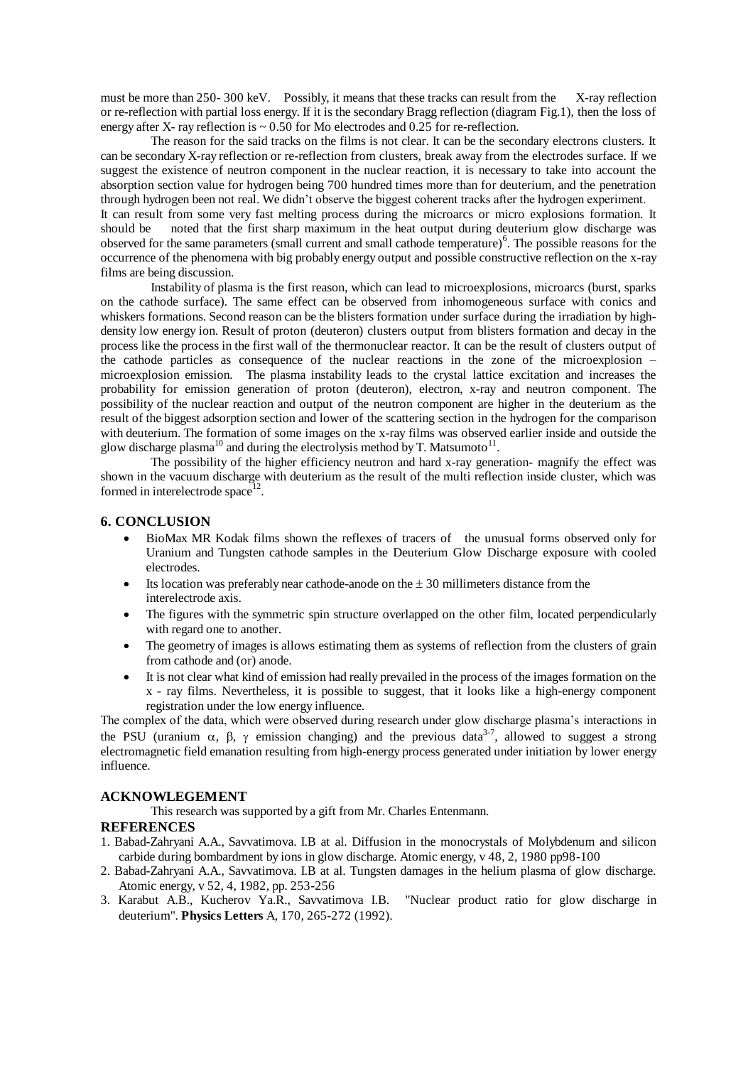must be more than 250- 300 keV. Possibly, it means that these tracks can result from the X-ray reflection or re-reflection with partial loss energy. If it is the secondary Bragg reflection (diagram Fig.1), then the loss of energy after X- ray reflection is ~ 0.50 for Mo electrodes and 0.25 for re-reflection.

The reason for the said tracks on the films is not clear. It can be the secondary electrons clusters. It can be secondary X-ray reflection or re-reflection from clusters, break away from the electrodes surface. If we suggest the existence of neutron component in the nuclear reaction, it is necessary to take into account the absorption section value for hydrogen being 700 hundred times more than for deuterium, and the penetration through hydrogen been not real. We didn't observe the biggest coherent tracks after the hydrogen experiment.
It can result from some very fast melting process during the microarcs or micro explosions formation. It should be noted that the first sharp maximum in the heat output during deuterium glow discharge was observed for the same parameters (small current and small cathode temperature)[6]. The possible reasons for the occurrence of the phenomena with big probably energy output and possible constructive reflection on the x-ray films are being discussion.

Instability of plasma is the first reason, which can lead to microexplosions, microarcs (burst, sparks on the cathode surface). The same effect can be observed from inhomogeneous surface with conics and whiskers formations. Second reason can be the blisters formation under surface during the irradiation by high-density low energy ion. Result of proton (deuteron) clusters output from blisters formation and decay in the process like the process in the first wall of the thermonuclear reactor. It can be the result of clusters output of the cathode particles as consequence of the nuclear reactions in the zone of the microexplosion – microexplosion emission. The plasma instability leads to the crystal lattice excitation and increases the probability for emission generation of proton (deuteron), electron, x-ray and neutron component. The possibility of the nuclear reaction and output of the neutron component are higher in the deuterium as the result of the biggest adsorption section and lower of the scattering section in the hydrogen for the comparison with deuterium. The formation of some images on the x-ray films was observed earlier inside and outside the glow discharge plasma[10] and during the electrolysis method by T. Matsumoto[11].

The possibility of the higher efficiency neutron and hard x-ray generation- magnify the effect was shown in the vacuum discharge with deuterium as the result of the multi reflection inside cluster, which was formed in interelectrode space[12].

## 6. CONCLUSION

- BioMax MR Kodak films shown the reflexes of tracers of the unusual forms observed only for Uranium and Tungsten cathode samples in the Deuterium Glow Discharge exposure with cooled electrodes.
- Its location was preferably near cathode-anode on the $\pm$ 30 millimeters distance from the interelectrode axis.
- The figures with the symmetric spin structure overlapped on the other film, located perpendicularly with regard one to another.
- The geometry of images is allows estimating them as systems of reflection from the clusters of grain from cathode and (or) anode.
- It is not clear what kind of emission had really prevailed in the process of the images formation on the x - ray films. Nevertheless, it is possible to suggest, that it looks like a high-energy component registration under the low energy influence.

The complex of the data, which were observed during research under glow discharge plasma's interactions in the PSU (uranium $\alpha$, $\beta$, $\gamma$ emission changing) and the previous data[3-7], allowed to suggest a strong electromagnetic field emanation resulting from high-energy process generated under initiation by lower energy influence.

## ACKNOWLEGEMENT

This research was supported by a gift from Mr. Charles Entenmann.

## REFERENCES

1. Babad-Zahryani A.A., Savvatimova. I.B at al. Diffusion in the monocrystals of Molybdenum and silicon carbide during bombardment by ions in glow discharge. Atomic energy, v 48, 2, 1980 pp98-100
2. Babad-Zahryani A.A., Savvatimova. I.B at al. Tungsten damages in the helium plasma of glow discharge. Atomic energy, v 52, 4, 1982, pp. 253-256
3. Karabut A.B., Kucherov Ya.R., Savvatimova I.B. "Nuclear product ratio for glow discharge in deuterium". **Physics Letters** A, 170, 265-272 (1992).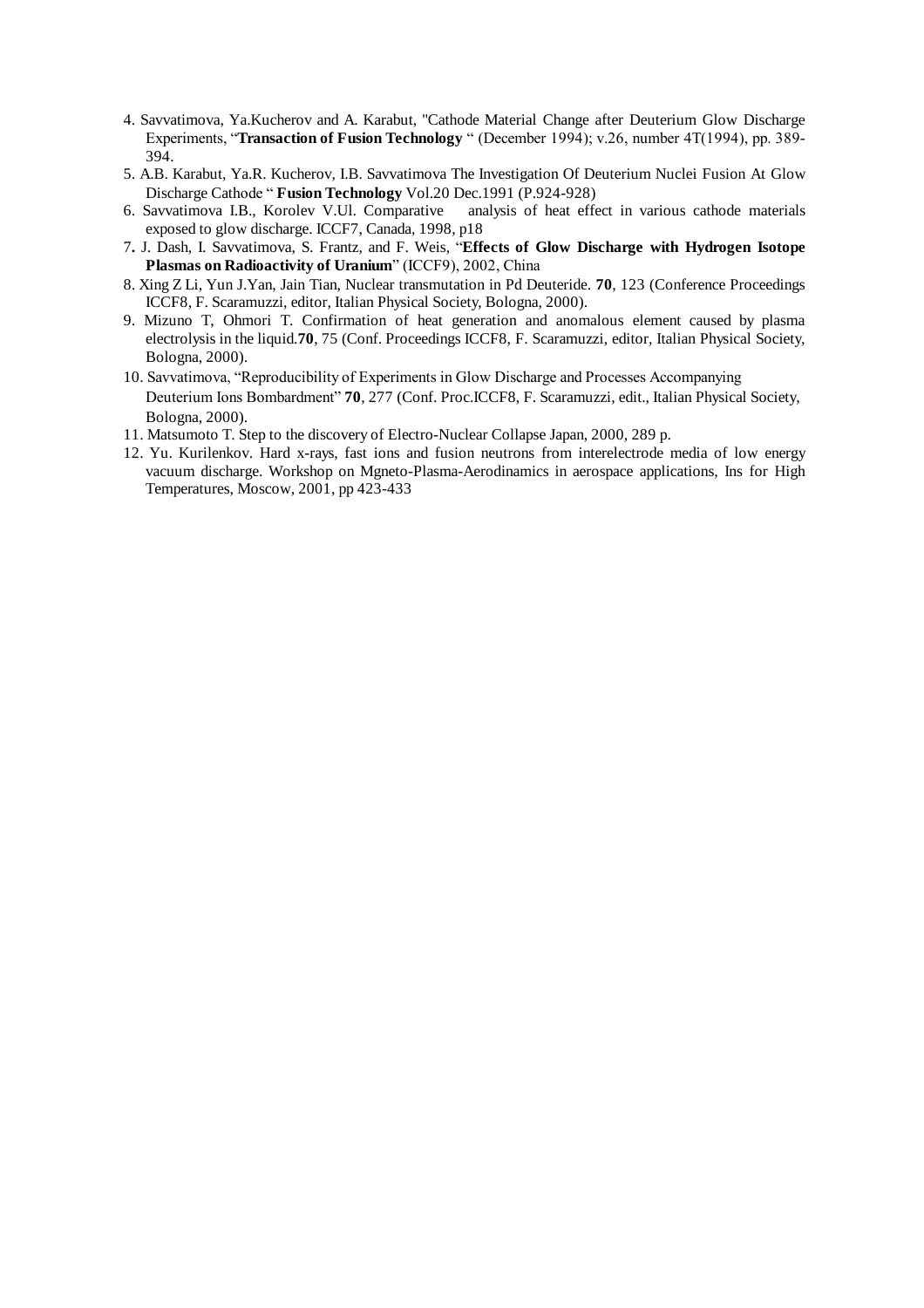4. Savvatimova, Ya.Kucherov and A. Karabut, "Cathode Material Change after Deuterium Glow Discharge Experiments, "**Transaction of Fusion Technology** " (December 1994); v.26, number 4T(1994), pp. 389-394.
5. A.B. Karabut, Ya.R. Kucherov, I.B. Savvatimova The Investigation Of Deuterium Nuclei Fusion At Glow Discharge Cathode " **Fusion Technology** Vol.20 Dec.1991 (P.924-928)
6. Savvatimova I.B., Korolev V.Ul. Comparative analysis of heat effect in various cathode materials exposed to glow discharge. ICCF7, Canada, 1998, p18
7. J. Dash, I. Savvatimova, S. Frantz, and F. Weis, "**Effects of Glow Discharge with Hydrogen Isotope Plasmas on Radioactivity of Uranium**" (ICCF9), 2002, China
8. Xing Z Li, Yun J.Yan, Jain Tian, Nuclear transmutation in Pd Deuteride. **70**, 123 (Conference Proceedings ICCF8, F. Scaramuzzi, editor, Italian Physical Society, Bologna, 2000).
9. Mizuno T, Ohmori T. Confirmation of heat generation and anomalous element caused by plasma electrolysis in the liquid.**70**, 75 (Conf. Proceedings ICCF8, F. Scaramuzzi, editor, Italian Physical Society, Bologna, 2000).
10. Savvatimova, "Reproducibility of Experiments in Glow Discharge and Processes Accompanying Deuterium Ions Bombardment" **70**, 277 (Conf. Proc.ICCF8, F. Scaramuzzi, edit., Italian Physical Society, Bologna, 2000).
11. Matsumoto T. Step to the discovery of Electro-Nuclear Collapse Japan, 2000, 289 p.
12. Yu. Kurilenkov. Hard x-rays, fast ions and fusion neutrons from interelectrode media of low energy vacuum discharge. Workshop on Mgneto-Plasma-Aerodinamics in aerospace applications, Ins for High Temperatures, Moscow, 2001, pp 423-433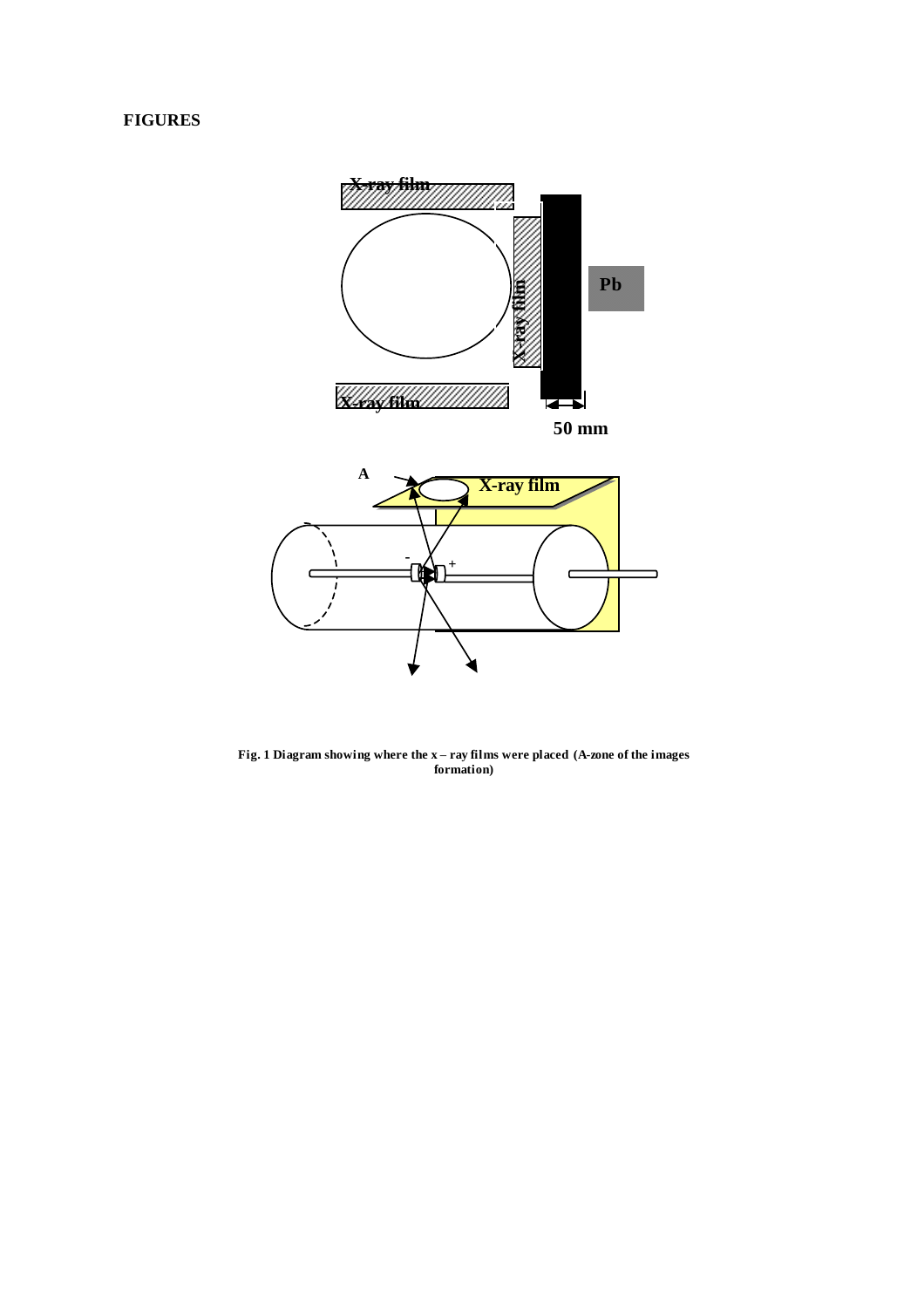**FIGURES**

Fig. 1 Diagram showing where the x – ray films were placed (A-zone of the images formation)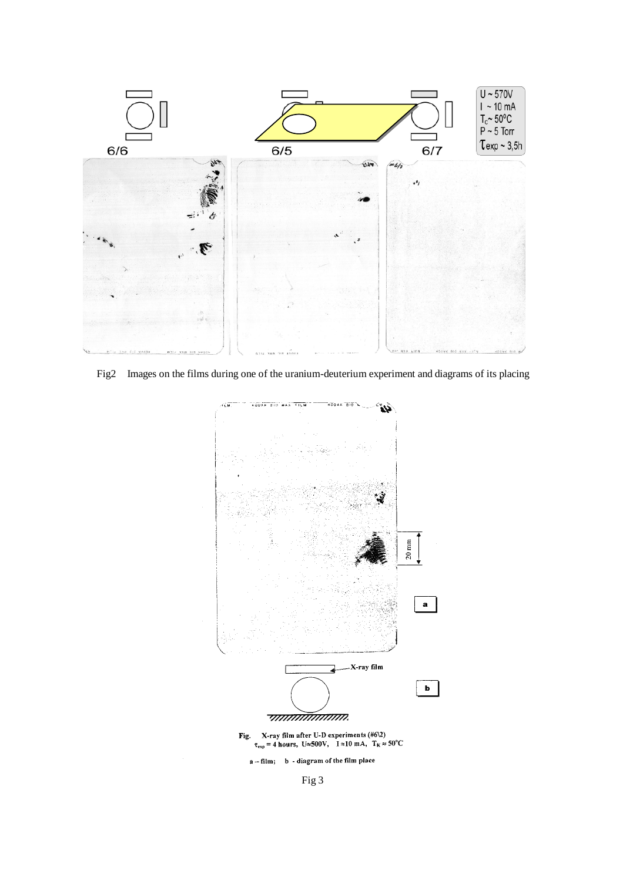Fig2 Images on the films during one of the uranium-deuterium experiment and diagrams of its placing

Fig. X-ray film after U-D experiments (#6\2) $\tau_{exp}$ = 4 hours, U≈500V, I≈10 mA, $T_K \approx 50°C$

a – film; b - diagram of the film place

Fig 3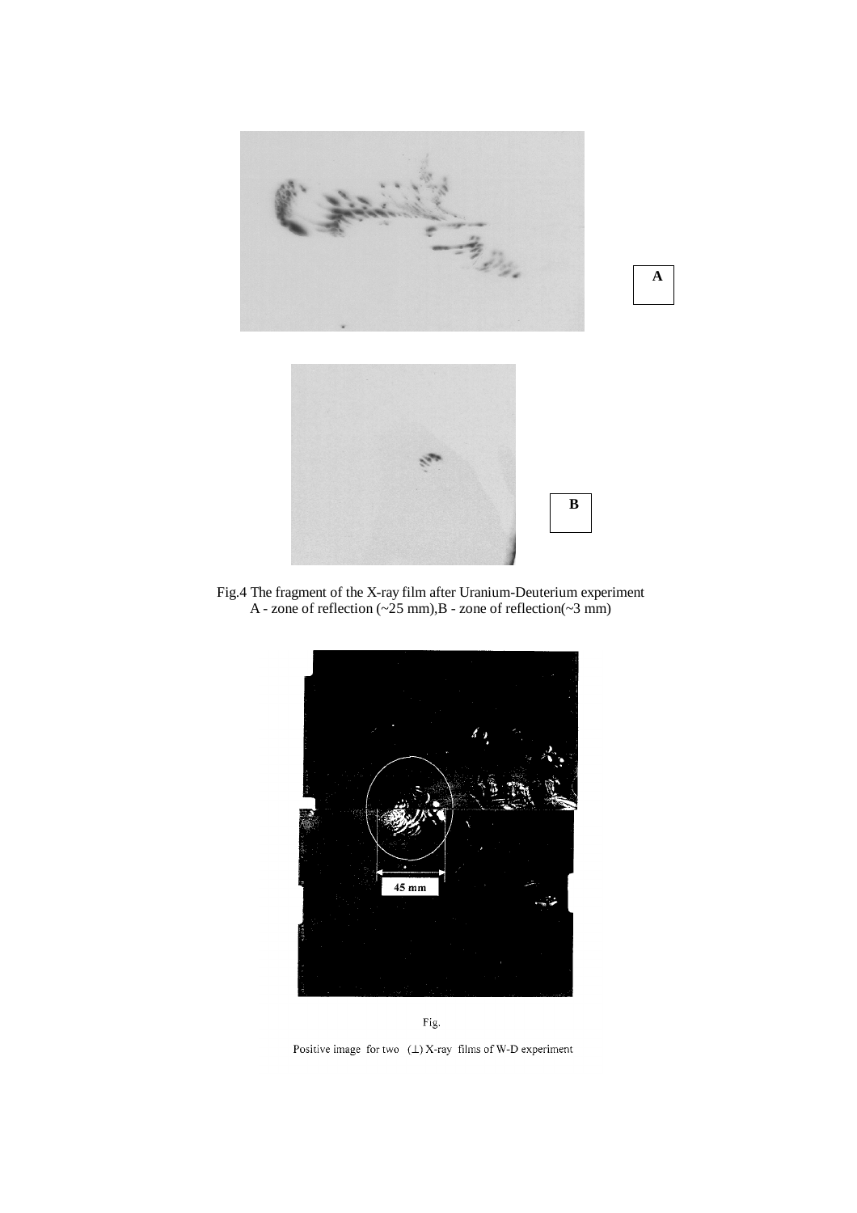A

B

Fig.4 The fragment of the X-ray film after Uranium-Deuterium experiment
A - zone of reflection (~25 mm),B - zone of reflection(~3 mm)

45 mm

Fig.

Positive image for two (⊥) X-ray films of W-D experiment